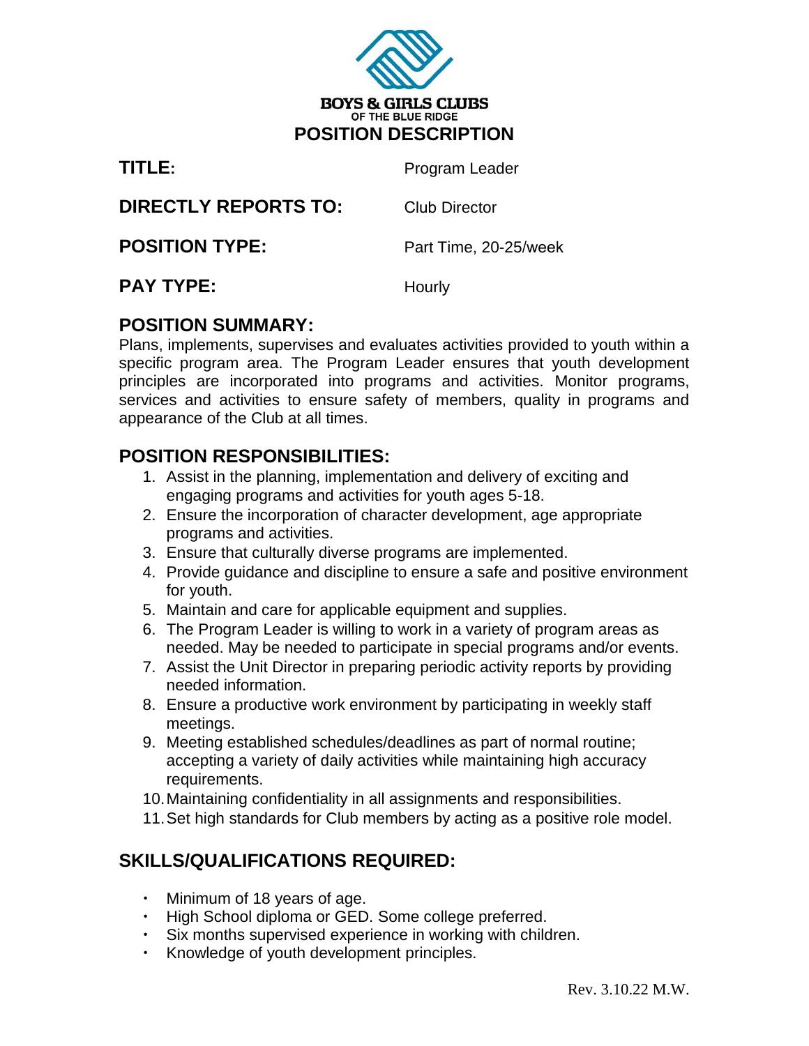**BOYS & GIRLS CLUBS**
**OF THE BLUE RIDGE**

# POSITION DESCRIPTION

**TITLE:** Program Leader

**DIRECTLY REPORTS TO:** Club Director

**POSITION TYPE:** Part Time, 20-25/week

**PAY TYPE:** Hourly

## POSITION SUMMARY:

Plans, implements, supervises and evaluates activities provided to youth within a specific program area. The Program Leader ensures that youth development principles are incorporated into programs and activities. Monitor programs, services and activities to ensure safety of members, quality in programs and appearance of the Club at all times.

## POSITION RESPONSIBILITIES:

1. Assist in the planning, implementation and delivery of exciting and engaging programs and activities for youth ages 5-18.
2. Ensure the incorporation of character development, age appropriate programs and activities.
3. Ensure that culturally diverse programs are implemented.
4. Provide guidance and discipline to ensure a safe and positive environment for youth.
5. Maintain and care for applicable equipment and supplies.
6. The Program Leader is willing to work in a variety of program areas as needed. May be needed to participate in special programs and/or events.
7. Assist the Unit Director in preparing periodic activity reports by providing needed information.
8. Ensure a productive work environment by participating in weekly staff meetings.
9. Meeting established schedules/deadlines as part of normal routine; accepting a variety of daily activities while maintaining high accuracy requirements.
10. Maintaining confidentiality in all assignments and responsibilities.
11. Set high standards for Club members by acting as a positive role model.

## SKILLS/QUALIFICATIONS REQUIRED:

- Minimum of 18 years of age.
- High School diploma or GED. Some college preferred.
- Six months supervised experience in working with children.
- Knowledge of youth development principles.

Rev. 3.10.22 M.W.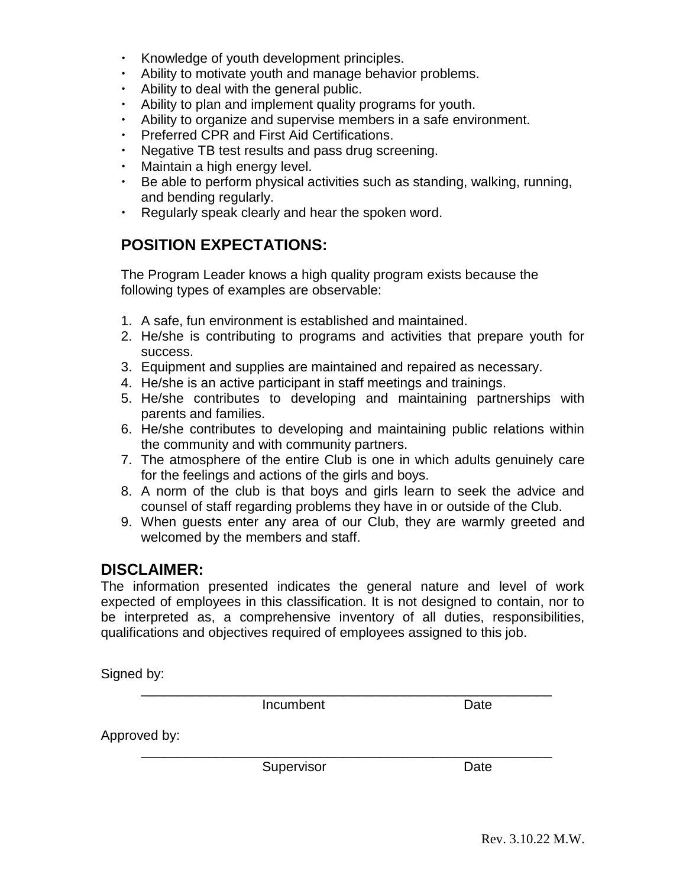- Knowledge of youth development principles.
- Ability to motivate youth and manage behavior problems.
- Ability to deal with the general public.
- Ability to plan and implement quality programs for youth.
- Ability to organize and supervise members in a safe environment.
- Preferred CPR and First Aid Certifications.
- Negative TB test results and pass drug screening.
- Maintain a high energy level.
- Be able to perform physical activities such as standing, walking, running, and bending regularly.
- Regularly speak clearly and hear the spoken word.

## POSITION EXPECTATIONS:

The Program Leader knows a high quality program exists because the following types of examples are observable:

1. A safe, fun environment is established and maintained.
2. He/she is contributing to programs and activities that prepare youth for success.
3. Equipment and supplies are maintained and repaired as necessary.
4. He/she is an active participant in staff meetings and trainings.
5. He/she contributes to developing and maintaining partnerships with parents and families.
6. He/she contributes to developing and maintaining public relations within the community and with community partners.
7. The atmosphere of the entire Club is one in which adults genuinely care for the feelings and actions of the girls and boys.
8. A norm of the club is that boys and girls learn to seek the advice and counsel of staff regarding problems they have in or outside of the Club.
9. When guests enter any area of our Club, they are warmly greeted and welcomed by the members and staff.

## DISCLAIMER:

The information presented indicates the general nature and level of work expected of employees in this classification. It is not designed to contain, nor to be interpreted as, a comprehensive inventory of all duties, responsibilities, qualifications and objectives required of employees assigned to this job.

Signed by:

\_\_\_\_\_\_\_\_\_\_\_\_\_\_\_\_\_\_\_\_\_\_\_\_\_\_\_\_\_\_\_\_\_\_\_\_\_\_\_\_\_\_\_\_\_\_\_\_\_\_\_\_\_\_\_

Incumbent Date

Approved by:

\_\_\_\_\_\_\_\_\_\_\_\_\_\_\_\_\_\_\_\_\_\_\_\_\_\_\_\_\_\_\_\_\_\_\_\_\_\_\_\_\_\_\_\_\_\_\_\_\_\_\_\_\_\_\_

Supervisor Date

Rev. 3.10.22 M.W.